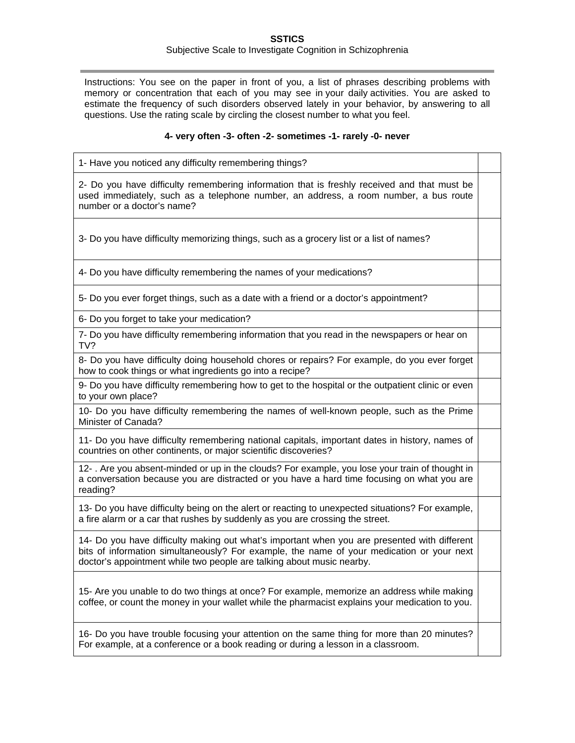**SSTICS**

Subjective Scale to Investigate Cognition in Schizophrenia

---

Instructions: You see on the paper in front of you, a list of phrases describing problems with memory or concentration that each of you may see in your daily activities. You are asked to estimate the frequency of such disorders observed lately in your behavior, by answering to all questions. Use the rating scale by circling the closest number to what you feel.

**4- very often -3- often -2- sometimes -1- rarely -0- never**

| | |
|---|---|
| 1- Have you noticed any difficulty remembering things? | |
| 2- Do you have difficulty remembering information that is freshly received and that must be used immediately, such as a telephone number, an address, a room number, a bus route number or a doctor's name? | |
| 3- Do you have difficulty memorizing things, such as a grocery list or a list of names? | |
| 4- Do you have difficulty remembering the names of your medications? | |
| 5- Do you ever forget things, such as a date with a friend or a doctor's appointment? | |
| 6- Do you forget to take your medication? | |
| 7- Do you have difficulty remembering information that you read in the newspapers or hear on TV? | |
| 8- Do you have difficulty doing household chores or repairs? For example, do you ever forget how to cook things or what ingredients go into a recipe? | |
| 9- Do you have difficulty remembering how to get to the hospital or the outpatient clinic or even to your own place? | |
| 10- Do you have difficulty remembering the names of well-known people, such as the Prime Minister of Canada? | |
| 11- Do you have difficulty remembering national capitals, important dates in history, names of countries on other continents, or major scientific discoveries? | |
| 12- . Are you absent-minded or up in the clouds? For example, you lose your train of thought in a conversation because you are distracted or you have a hard time focusing on what you are reading? | |
| 13- Do you have difficulty being on the alert or reacting to unexpected situations? For example, a fire alarm or a car that rushes by suddenly as you are crossing the street. | |
| 14- Do you have difficulty making out what's important when you are presented with different bits of information simultaneously? For example, the name of your medication or your next doctor's appointment while two people are talking about music nearby. | |
| 15- Are you unable to do two things at once? For example, memorize an address while making coffee, or count the money in your wallet while the pharmacist explains your medication to you. | |
| 16- Do you have trouble focusing your attention on the same thing for more than 20 minutes? For example, at a conference or a book reading or during a lesson in a classroom. | |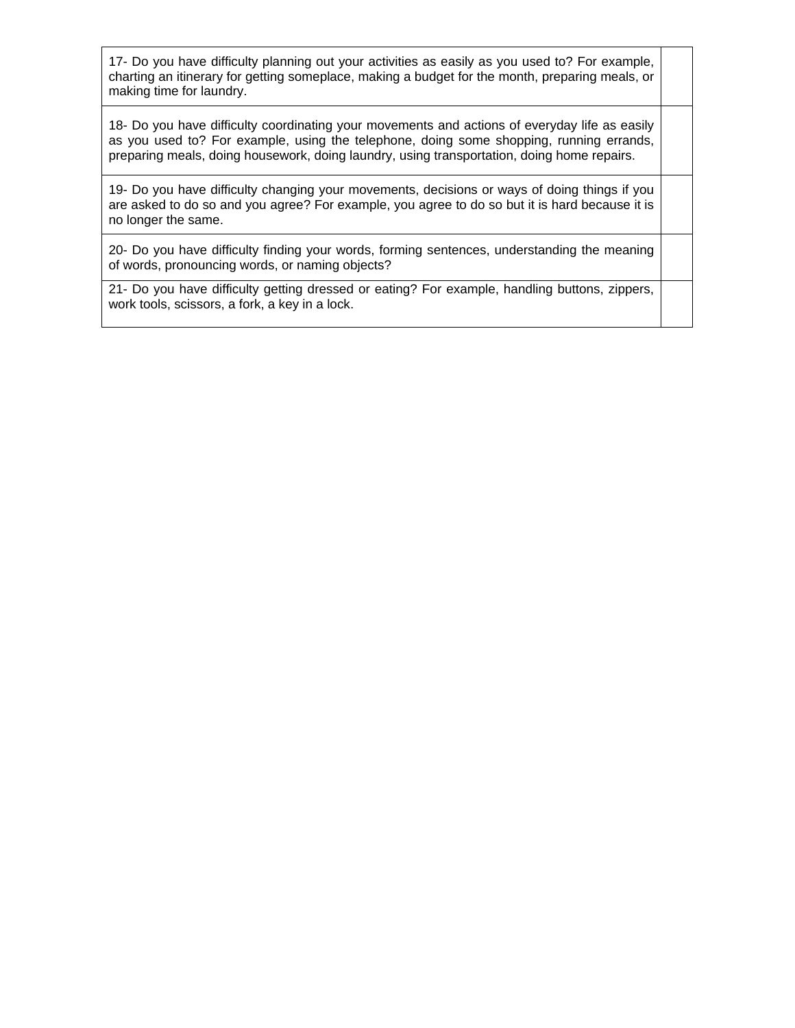| | |
|---|---|
| 17- Do you have difficulty planning out your activities as easily as you used to? For example, charting an itinerary for getting someplace, making a budget for the month, preparing meals, or making time for laundry. | |
| 18- Do you have difficulty coordinating your movements and actions of everyday life as easily as you used to? For example, using the telephone, doing some shopping, running errands, preparing meals, doing housework, doing laundry, using transportation, doing home repairs. | |
| 19- Do you have difficulty changing your movements, decisions or ways of doing things if you are asked to do so and you agree? For example, you agree to do so but it is hard because it is no longer the same. | |
| 20- Do you have difficulty finding your words, forming sentences, understanding the meaning of words, pronouncing words, or naming objects? | |
| 21- Do you have difficulty getting dressed or eating? For example, handling buttons, zippers, work tools, scissors, a fork, a key in a lock. | |